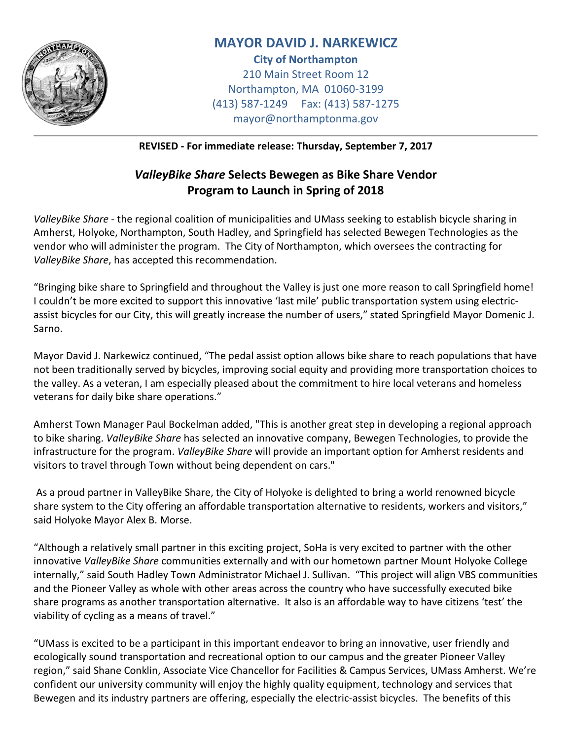# MAYOR DAVID J. NARKEWICZ

**City of Northampton**
210 Main Street Room 12
Northampton, MA 01060-3199
(413) 587-1249 Fax: (413) 587-1275
mayor@northamptonma.gov

---

**REVISED - For immediate release: Thursday, September 7, 2017**

## *ValleyBike Share* Selects Bewegen as Bike Share Vendor
## Program to Launch in Spring of 2018

*ValleyBike Share* - the regional coalition of municipalities and UMass seeking to establish bicycle sharing in Amherst, Holyoke, Northampton, South Hadley, and Springfield has selected Bewegen Technologies as the vendor who will administer the program. The City of Northampton, which oversees the contracting for *ValleyBike Share*, has accepted this recommendation.

"Bringing bike share to Springfield and throughout the Valley is just one more reason to call Springfield home! I couldn't be more excited to support this innovative 'last mile' public transportation system using electric-assist bicycles for our City, this will greatly increase the number of users," stated Springfield Mayor Domenic J. Sarno.

Mayor David J. Narkewicz continued, "The pedal assist option allows bike share to reach populations that have not been traditionally served by bicycles, improving social equity and providing more transportation choices to the valley. As a veteran, I am especially pleased about the commitment to hire local veterans and homeless veterans for daily bike share operations."

Amherst Town Manager Paul Bockelman added, "This is another great step in developing a regional approach to bike sharing. *ValleyBike Share* has selected an innovative company, Bewegen Technologies, to provide the infrastructure for the program. *ValleyBike Share* will provide an important option for Amherst residents and visitors to travel through Town without being dependent on cars."

As a proud partner in ValleyBike Share, the City of Holyoke is delighted to bring a world renowned bicycle share system to the City offering an affordable transportation alternative to residents, workers and visitors," said Holyoke Mayor Alex B. Morse.

"Although a relatively small partner in this exciting project, SoHa is very excited to partner with the other innovative *ValleyBike Share* communities externally and with our hometown partner Mount Holyoke College internally," said South Hadley Town Administrator Michael J. Sullivan. "This project will align VBS communities and the Pioneer Valley as whole with other areas across the country who have successfully executed bike share programs as another transportation alternative. It also is an affordable way to have citizens 'test' the viability of cycling as a means of travel."

"UMass is excited to be a participant in this important endeavor to bring an innovative, user friendly and ecologically sound transportation and recreational option to our campus and the greater Pioneer Valley region," said Shane Conklin, Associate Vice Chancellor for Facilities & Campus Services, UMass Amherst. We're confident our university community will enjoy the highly quality equipment, technology and services that Bewegen and its industry partners are offering, especially the electric-assist bicycles. The benefits of this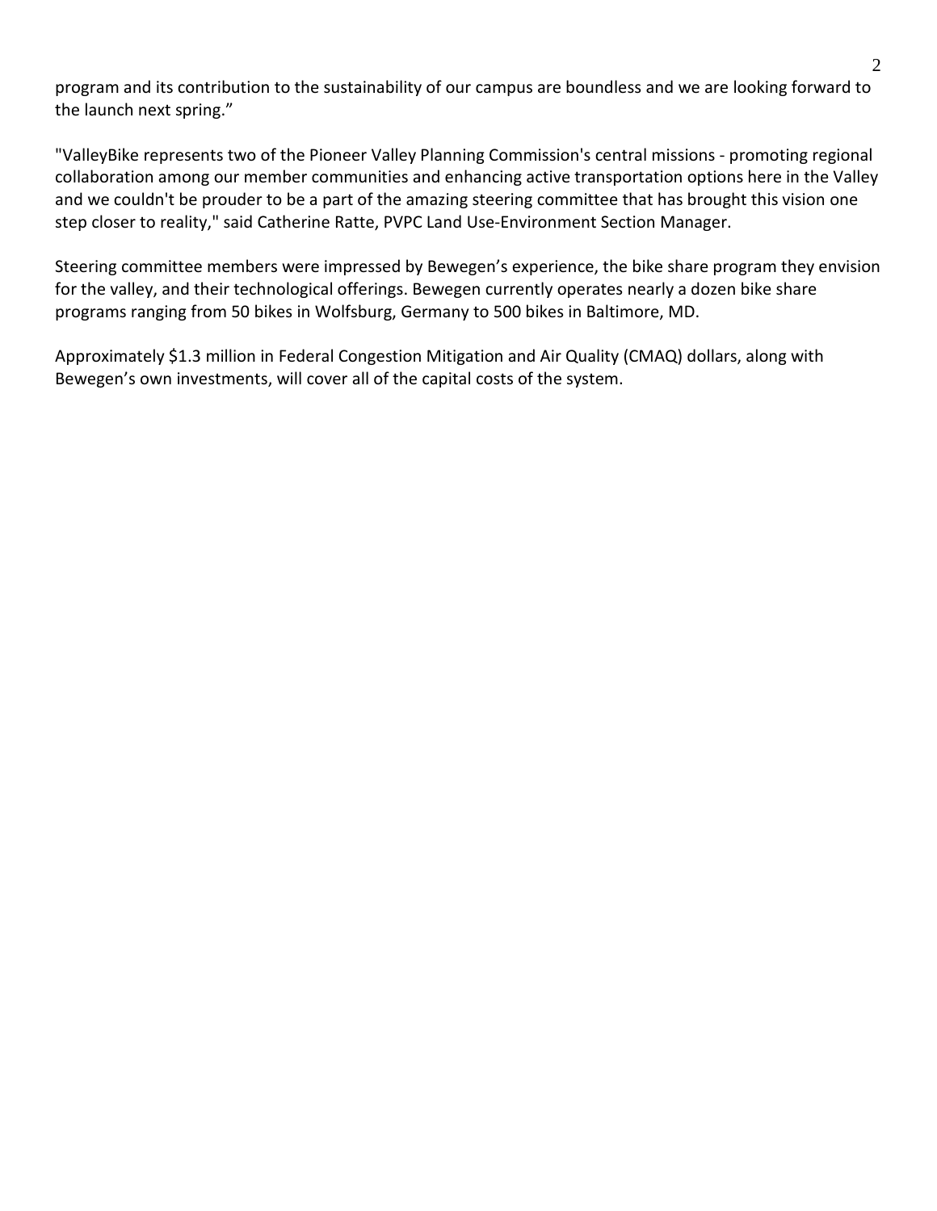program and its contribution to the sustainability of our campus are boundless and we are looking forward to the launch next spring."

"ValleyBike represents two of the Pioneer Valley Planning Commission's central missions - promoting regional collaboration among our member communities and enhancing active transportation options here in the Valley and we couldn't be prouder to be a part of the amazing steering committee that has brought this vision one step closer to reality," said Catherine Ratte, PVPC Land Use-Environment Section Manager.

Steering committee members were impressed by Bewegen's experience, the bike share program they envision for the valley, and their technological offerings. Bewegen currently operates nearly a dozen bike share programs ranging from 50 bikes in Wolfsburg, Germany to 500 bikes in Baltimore, MD.

Approximately $1.3 million in Federal Congestion Mitigation and Air Quality (CMAQ) dollars, along with Bewegen's own investments, will cover all of the capital costs of the system.